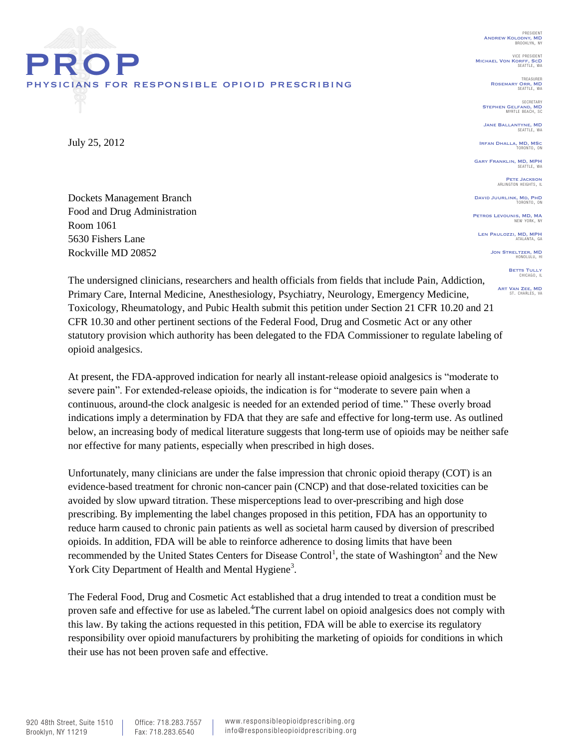# PROP

PHYSICIANS FOR RESPONSIBLE OPIOID PRESCRIBING

PRESIDENT
ANDREW KOLODNY, MD
BROOKLYN, NY

VICE PRESIDENT
MICHAEL VON KORFF, SCD
SEATTLE, WA

TREASURER
ROSEMARY ORR, MD
SEATTLE, WA

SECRETARY
STEPHEN GELFAND, MD
MYRTLE BEACH, SC

JANE BALLANTYNE, MD
SEATTLE, WA

IRFAN DHALLA, MD, MSC
TORONTO, ON

GARY FRANKLIN, MD, MPH
SEATTLE, WA

PETE JACKSON
ARLINGTON HEIGHTS, IL

DAVID JUURLINK, MD, PHD
TORONTO, ON

PETROS LEVOUNIS, MD, MA
NEW YORK, NY

LEN PAULOZZI, MD, MPH
ATALANTA, GA

JON STRELTZER, MD
HONOLULU, HI

BETTS TULLY
CHICAGO, IL

ART VAN ZEE, MD
ST. CHARLES, VA

July 25, 2012

Dockets Management Branch
Food and Drug Administration
Room 1061
5630 Fishers Lane
Rockville MD 20852

The undersigned clinicians, researchers and health officials from fields that include Pain, Addiction, Primary Care, Internal Medicine, Anesthesiology, Psychiatry, Neurology, Emergency Medicine, Toxicology, Rheumatology, and Pubic Health submit this petition under Section 21 CFR 10.20 and 21 CFR 10.30 and other pertinent sections of the Federal Food, Drug and Cosmetic Act or any other statutory provision which authority has been delegated to the FDA Commissioner to regulate labeling of opioid analgesics.

At present, the FDA-approved indication for nearly all instant-release opioid analgesics is "moderate to severe pain". For extended-release opioids, the indication is for "moderate to severe pain when a continuous, around-the clock analgesic is needed for an extended period of time." These overly broad indications imply a determination by FDA that they are safe and effective for long-term use. As outlined below, an increasing body of medical literature suggests that long-term use of opioids may be neither safe nor effective for many patients, especially when prescribed in high doses.

Unfortunately, many clinicians are under the false impression that chronic opioid therapy (COT) is an evidence-based treatment for chronic non-cancer pain (CNCP) and that dose-related toxicities can be avoided by slow upward titration. These misperceptions lead to over-prescribing and high dose prescribing. By implementing the label changes proposed in this petition, FDA has an opportunity to reduce harm caused to chronic pain patients as well as societal harm caused by diversion of prescribed opioids. In addition, FDA will be able to reinforce adherence to dosing limits that have been recommended by the United States Centers for Disease Control[1], the state of Washington[2] and the New York City Department of Health and Mental Hygiene[3].

The Federal Food, Drug and Cosmetic Act established that a drug intended to treat a condition must be proven safe and effective for use as labeled.[4]The current label on opioid analgesics does not comply with this law. By taking the actions requested in this petition, FDA will be able to exercise its regulatory responsibility over opioid manufacturers by prohibiting the marketing of opioids for conditions in which their use has not been proven safe and effective.

920 48th Street, Suite 1510 | Office: 718.283.7557 | www.responsibleopioidprescribing.org
Brooklyn, NY 11219 | Fax: 718.283.6540 | info@responsibleopioidprescribing.org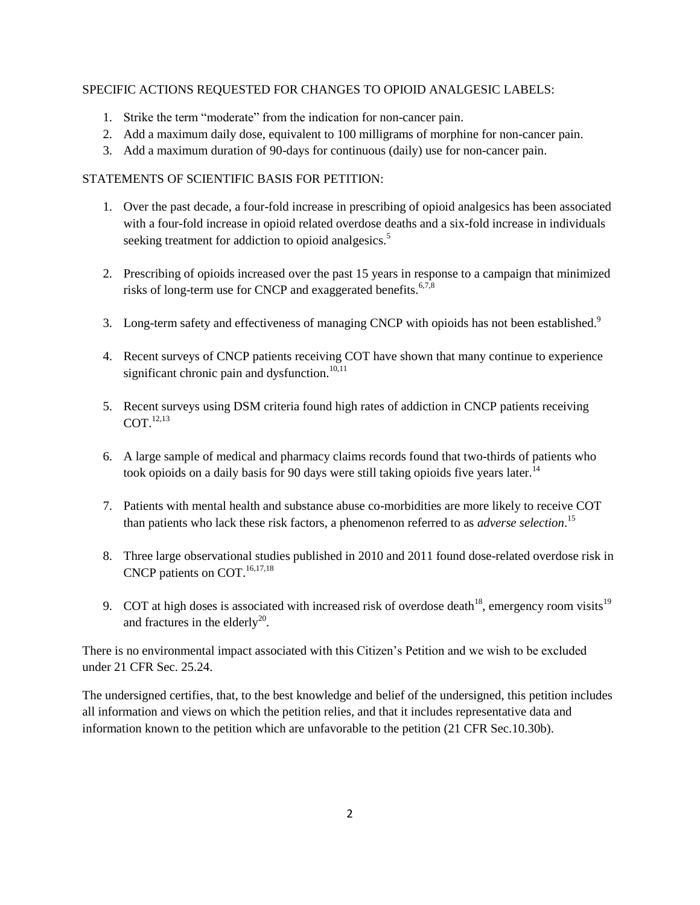SPECIFIC ACTIONS REQUESTED FOR CHANGES TO OPIOID ANALGESIC LABELS:

1. Strike the term "moderate" from the indication for non-cancer pain.
2. Add a maximum daily dose, equivalent to 100 milligrams of morphine for non-cancer pain.
3. Add a maximum duration of 90-days for continuous (daily) use for non-cancer pain.

STATEMENTS OF SCIENTIFIC BASIS FOR PETITION:

1. Over the past decade, a four-fold increase in prescribing of opioid analgesics has been associated with a four-fold increase in opioid related overdose deaths and a six-fold increase in individuals seeking treatment for addiction to opioid analgesics.[5]

2. Prescribing of opioids increased over the past 15 years in response to a campaign that minimized risks of long-term use for CNCP and exaggerated benefits.[6,7,8]

3. Long-term safety and effectiveness of managing CNCP with opioids has not been established.[9]

4. Recent surveys of CNCP patients receiving COT have shown that many continue to experience significant chronic pain and dysfunction.[10,11]

5. Recent surveys using DSM criteria found high rates of addiction in CNCP patients receiving COT.[12,13]

6. A large sample of medical and pharmacy claims records found that two-thirds of patients who took opioids on a daily basis for 90 days were still taking opioids five years later.[14]

7. Patients with mental health and substance abuse co-morbidities are more likely to receive COT than patients who lack these risk factors, a phenomenon referred to as *adverse selection*.[15]

8. Three large observational studies published in 2010 and 2011 found dose-related overdose risk in CNCP patients on COT.[16,17,18]

9. COT at high doses is associated with increased risk of overdose death[18], emergency room visits[19] and fractures in the elderly[20].

There is no environmental impact associated with this Citizen's Petition and we wish to be excluded under 21 CFR Sec. 25.24.

The undersigned certifies, that, to the best knowledge and belief of the undersigned, this petition includes all information and views on which the petition relies, and that it includes representative data and information known to the petition which are unfavorable to the petition (21 CFR Sec.10.30b).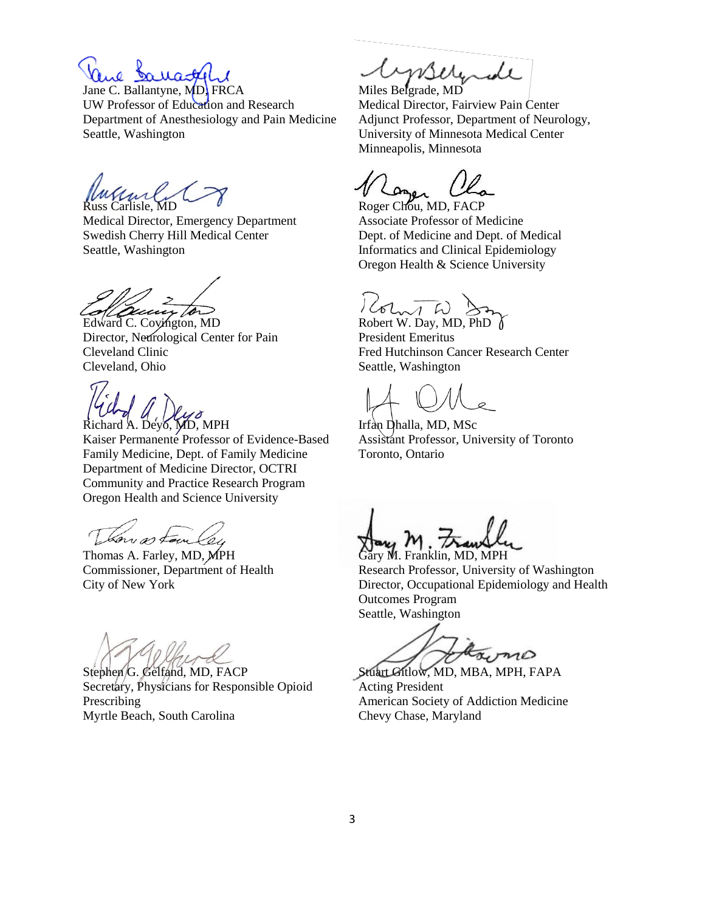Jane C. Ballantyne, MD, FRCA
UW Professor of Education and Research
Department of Anesthesiology and Pain Medicine
Seattle, Washington

Russ Carlisle, MD
Medical Director, Emergency Department
Swedish Cherry Hill Medical Center
Seattle, Washington

Edward C. Covington, MD
Director, Neurological Center for Pain
Cleveland Clinic
Cleveland, Ohio

Richard A. Deyo, MD, MPH
Kaiser Permanente Professor of Evidence-Based Family Medicine, Dept. of Family Medicine
Department of Medicine Director, OCTRI Community and Practice Research Program
Oregon Health and Science University

Thomas A. Farley, MD, MPH
Commissioner, Department of Health
City of New York

Stephen G. Gelfand, MD, FACP
Secretary, Physicians for Responsible Opioid Prescribing
Myrtle Beach, South Carolina

Miles Belgrade, MD
Medical Director, Fairview Pain Center
Adjunct Professor, Department of Neurology,
University of Minnesota Medical Center
Minneapolis, Minnesota

Roger Chou, MD, FACP
Associate Professor of Medicine
Dept. of Medicine and Dept. of Medical Informatics and Clinical Epidemiology
Oregon Health & Science University

Robert W. Day, MD, PhD
President Emeritus
Fred Hutchinson Cancer Research Center
Seattle, Washington

Irfan Dhalla, MD, MSc
Assistant Professor, University of Toronto
Toronto, Ontario

Gary M. Franklin, MD, MPH
Research Professor, University of Washington
Director, Occupational Epidemiology and Health Outcomes Program
Seattle, Washington

Stuart Gitlow, MD, MBA, MPH, FAPA
Acting President
American Society of Addiction Medicine
Chevy Chase, Maryland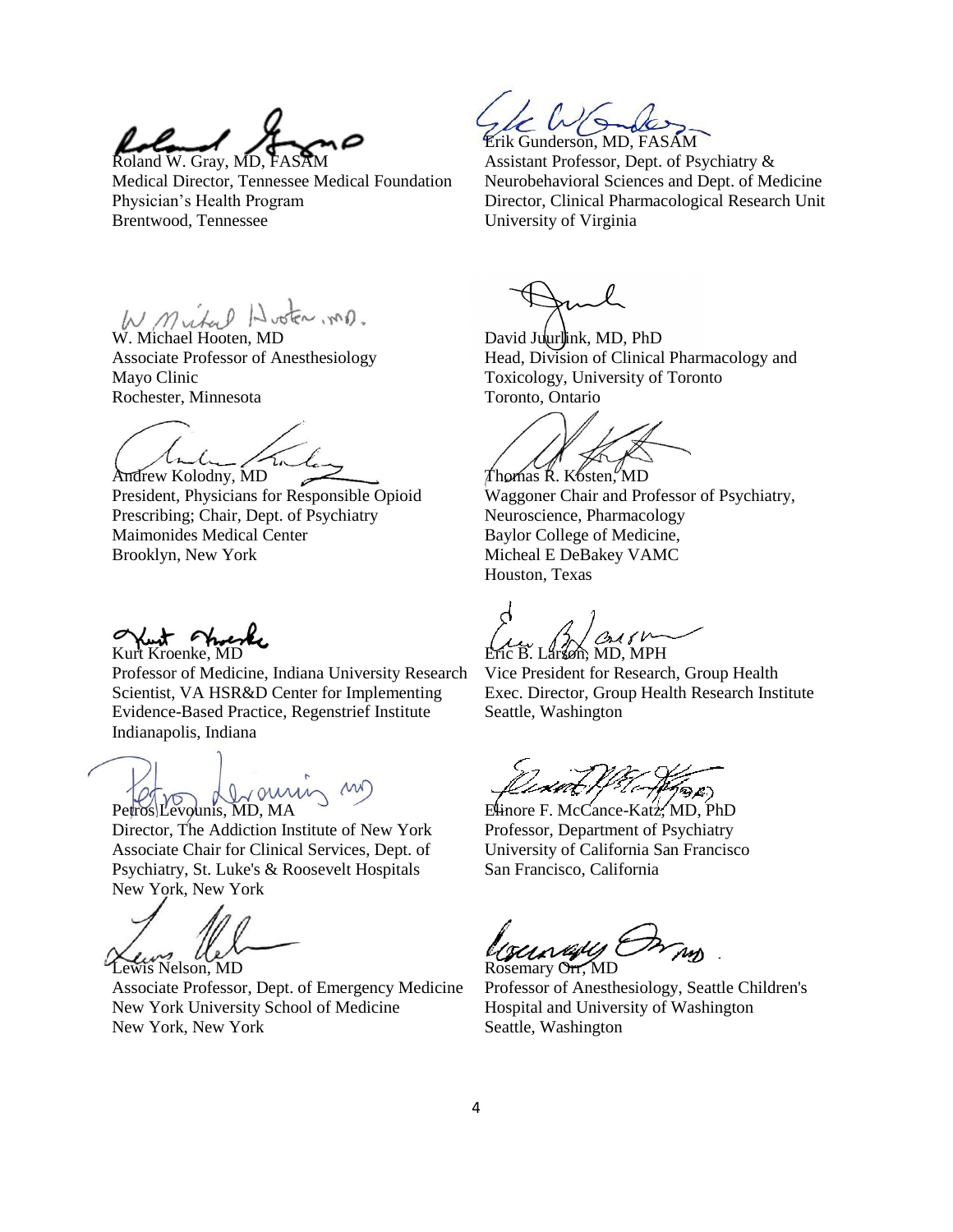Roland W. Gray, MD, FASAM
Medical Director, Tennessee Medical Foundation
Physician's Health Program
Brentwood, Tennessee

Erik Gunderson, MD, FASAM
Assistant Professor, Dept. of Psychiatry & Neurobehavioral Sciences and Dept. of Medicine
Director, Clinical Pharmacological Research Unit
University of Virginia

W. Michael Hooten, MD
Associate Professor of Anesthesiology
Mayo Clinic
Rochester, Minnesota

David Juurlink, MD, PhD
Head, Division of Clinical Pharmacology and Toxicology, University of Toronto
Toronto, Ontario

Andrew Kolodny, MD
President, Physicians for Responsible Opioid Prescribing; Chair, Dept. of Psychiatry
Maimonides Medical Center
Brooklyn, New York

Thomas R. Kosten, MD
Waggoner Chair and Professor of Psychiatry, Neuroscience, Pharmacology
Baylor College of Medicine,
Micheal E DeBakey VAMC
Houston, Texas

Kurt Kroenke, MD
Professor of Medicine, Indiana University Research Scientist, VA HSR&D Center for Implementing Evidence-Based Practice, Regenstrief Institute
Indianapolis, Indiana

Eric B. Larson, MD, MPH
Vice President for Research, Group Health
Exec. Director, Group Health Research Institute
Seattle, Washington

Petros Levounis, MD, MA
Director, The Addiction Institute of New York
Associate Chair for Clinical Services, Dept. of Psychiatry, St. Luke's & Roosevelt Hospitals
New York, New York

Elinore F. McCance-Katz, MD, PhD
Professor, Department of Psychiatry
University of California San Francisco
San Francisco, California

Lewis Nelson, MD
Associate Professor, Dept. of Emergency Medicine
New York University School of Medicine
New York, New York

Rosemary Orr, MD
Professor of Anesthesiology, Seattle Children's Hospital and University of Washington
Seattle, Washington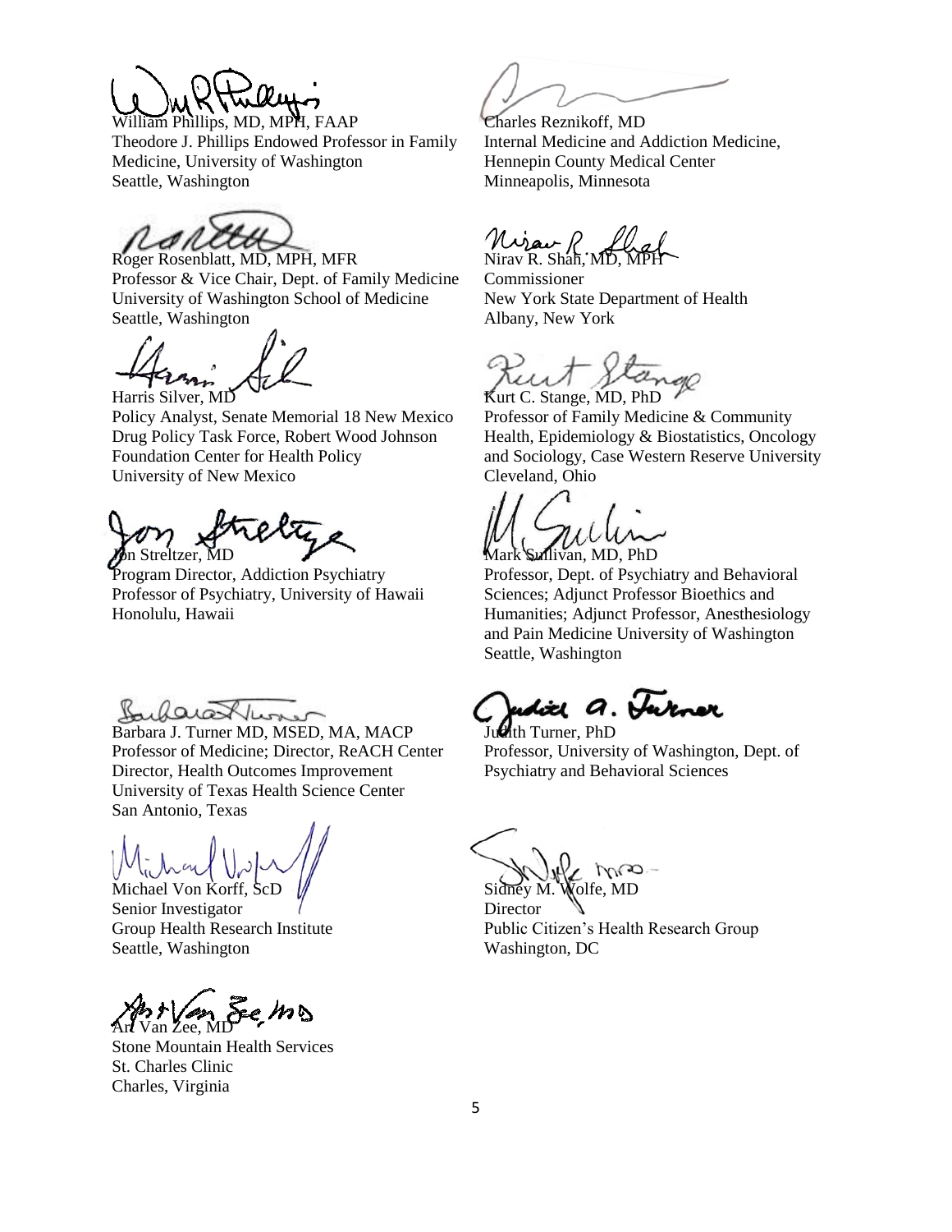William Phillips, MD, MPH, FAAP
Theodore J. Phillips Endowed Professor in Family Medicine, University of Washington
Seattle, Washington

Charles Reznikoff, MD
Internal Medicine and Addiction Medicine,
Hennepin County Medical Center
Minneapolis, Minnesota

Roger Rosenblatt, MD, MPH, MFR
Professor & Vice Chair, Dept. of Family Medicine
University of Washington School of Medicine
Seattle, Washington

Nirav R. Shah, MD, MPH
Commissioner
New York State Department of Health
Albany, New York

Harris Silver, MD
Policy Analyst, Senate Memorial 18 New Mexico Drug Policy Task Force, Robert Wood Johnson Foundation Center for Health Policy
University of New Mexico

Kurt C. Stange, MD, PhD
Professor of Family Medicine & Community Health, Epidemiology & Biostatistics, Oncology and Sociology, Case Western Reserve University
Cleveland, Ohio

Jon Streltzer, MD
Program Director, Addiction Psychiatry
Professor of Psychiatry, University of Hawaii
Honolulu, Hawaii

Mark Sullivan, MD, PhD
Professor, Dept. of Psychiatry and Behavioral Sciences; Adjunct Professor Bioethics and Humanities; Adjunct Professor, Anesthesiology and Pain Medicine University of Washington
Seattle, Washington

Barbara J. Turner MD, MSED, MA, MACP
Professor of Medicine; Director, ReACH Center
Director, Health Outcomes Improvement
University of Texas Health Science Center
San Antonio, Texas

Judith Turner, PhD
Professor, University of Washington, Dept. of Psychiatry and Behavioral Sciences

Michael Von Korff, ScD
Senior Investigator
Group Health Research Institute
Seattle, Washington

Sidney M. Wolfe, MD
Director
Public Citizen's Health Research Group
Washington, DC

Art Van Zee, MD
Stone Mountain Health Services
St. Charles Clinic
Charles, Virginia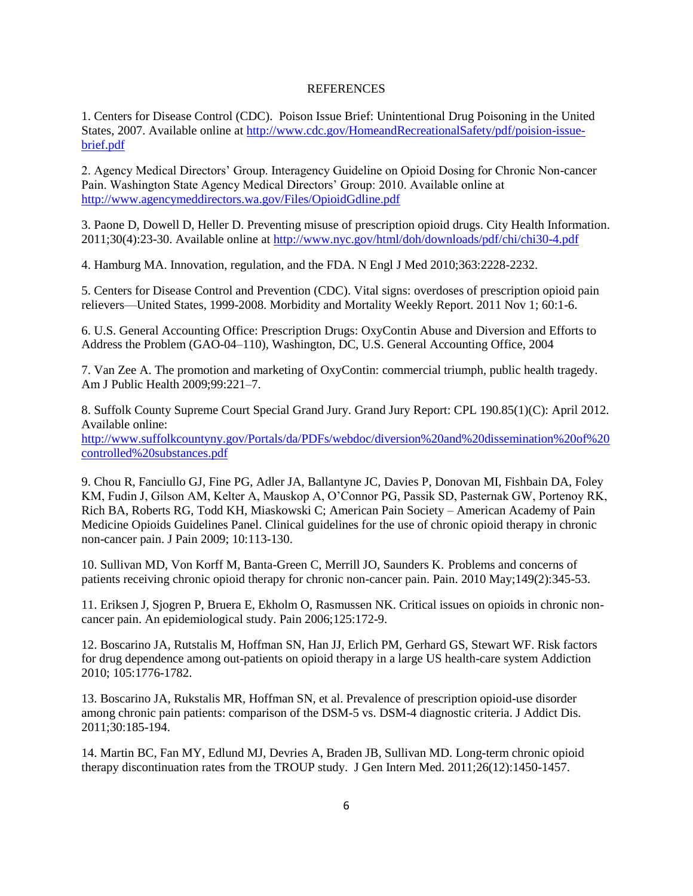## REFERENCES

1. Centers for Disease Control (CDC). Poison Issue Brief: Unintentional Drug Poisoning in the United States, 2007. Available online at http://www.cdc.gov/HomeandRecreationalSafety/pdf/poision-issue-brief.pdf

2. Agency Medical Directors' Group. Interagency Guideline on Opioid Dosing for Chronic Non-cancer Pain. Washington State Agency Medical Directors' Group: 2010. Available online at http://www.agencymeddirectors.wa.gov/Files/OpioidGdline.pdf

3. Paone D, Dowell D, Heller D. Preventing misuse of prescription opioid drugs. City Health Information. 2011;30(4):23-30. Available online at http://www.nyc.gov/html/doh/downloads/pdf/chi/chi30-4.pdf

4. Hamburg MA. Innovation, regulation, and the FDA. N Engl J Med 2010;363:2228-2232.

5. Centers for Disease Control and Prevention (CDC). Vital signs: overdoses of prescription opioid pain relievers—United States, 1999-2008. Morbidity and Mortality Weekly Report. 2011 Nov 1; 60:1-6.

6. U.S. General Accounting Office: Prescription Drugs: OxyContin Abuse and Diversion and Efforts to Address the Problem (GAO-04–110), Washington, DC, U.S. General Accounting Office, 2004

7. Van Zee A. The promotion and marketing of OxyContin: commercial triumph, public health tragedy. Am J Public Health 2009;99:221–7.

8. Suffolk County Supreme Court Special Grand Jury. Grand Jury Report: CPL 190.85(1)(C): April 2012. Available online: http://www.suffolkcountyny.gov/Portals/da/PDFs/webdoc/diversion%20and%20dissemination%20of%20controlled%20substances.pdf

9. Chou R, Fanciullo GJ, Fine PG, Adler JA, Ballantyne JC, Davies P, Donovan MI, Fishbain DA, Foley KM, Fudin J, Gilson AM, Kelter A, Mauskop A, O'Connor PG, Passik SD, Pasternak GW, Portenoy RK, Rich BA, Roberts RG, Todd KH, Miaskowski C; American Pain Society – American Academy of Pain Medicine Opioids Guidelines Panel. Clinical guidelines for the use of chronic opioid therapy in chronic non-cancer pain. J Pain 2009; 10:113-130.

10. Sullivan MD, Von Korff M, Banta-Green C, Merrill JO, Saunders K. Problems and concerns of patients receiving chronic opioid therapy for chronic non-cancer pain. Pain. 2010 May;149(2):345-53.

11. Eriksen J, Sjogren P, Bruera E, Ekholm O, Rasmussen NK. Critical issues on opioids in chronic non-cancer pain. An epidemiological study. Pain 2006;125:172-9.

12. Boscarino JA, Rutstalis M, Hoffman SN, Han JJ, Erlich PM, Gerhard GS, Stewart WF. Risk factors for drug dependence among out-patients on opioid therapy in a large US health-care system Addiction 2010; 105:1776-1782.

13. Boscarino JA, Rukstalis MR, Hoffman SN, et al. Prevalence of prescription opioid-use disorder among chronic pain patients: comparison of the DSM-5 vs. DSM-4 diagnostic criteria. J Addict Dis. 2011;30:185-194.

14. Martin BC, Fan MY, Edlund MJ, Devries A, Braden JB, Sullivan MD. Long-term chronic opioid therapy discontinuation rates from the TROUP study. J Gen Intern Med. 2011;26(12):1450-1457.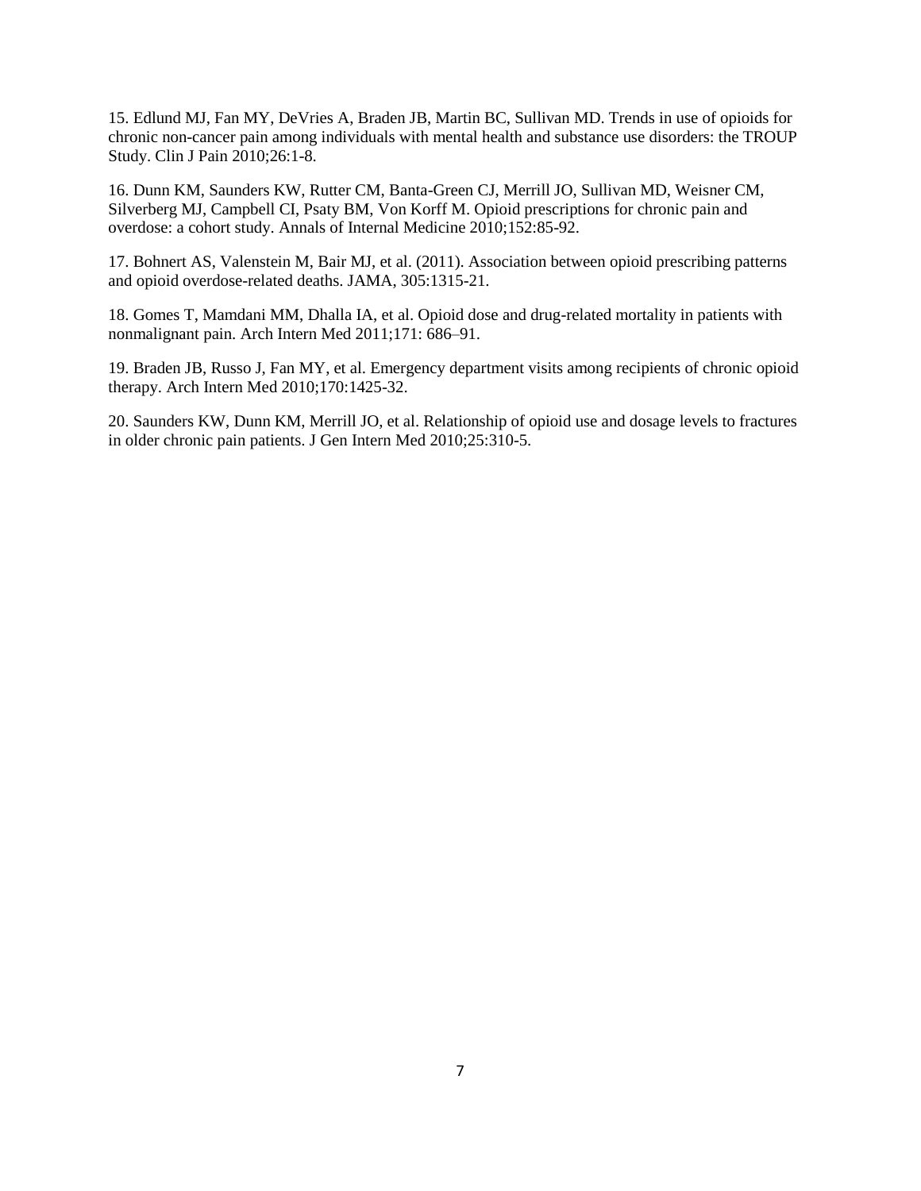15. Edlund MJ, Fan MY, DeVries A, Braden JB, Martin BC, Sullivan MD. Trends in use of opioids for chronic non-cancer pain among individuals with mental health and substance use disorders: the TROUP Study. Clin J Pain 2010;26:1-8.

16. Dunn KM, Saunders KW, Rutter CM, Banta-Green CJ, Merrill JO, Sullivan MD, Weisner CM, Silverberg MJ, Campbell CI, Psaty BM, Von Korff M. Opioid prescriptions for chronic pain and overdose: a cohort study. Annals of Internal Medicine 2010;152:85-92.

17. Bohnert AS, Valenstein M, Bair MJ, et al. (2011). Association between opioid prescribing patterns and opioid overdose-related deaths. JAMA, 305:1315-21.

18. Gomes T, Mamdani MM, Dhalla IA, et al. Opioid dose and drug-related mortality in patients with nonmalignant pain. Arch Intern Med 2011;171: 686–91.

19. Braden JB, Russo J, Fan MY, et al. Emergency department visits among recipients of chronic opioid therapy. Arch Intern Med 2010;170:1425-32.

20. Saunders KW, Dunn KM, Merrill JO, et al. Relationship of opioid use and dosage levels to fractures in older chronic pain patients. J Gen Intern Med 2010;25:310-5.